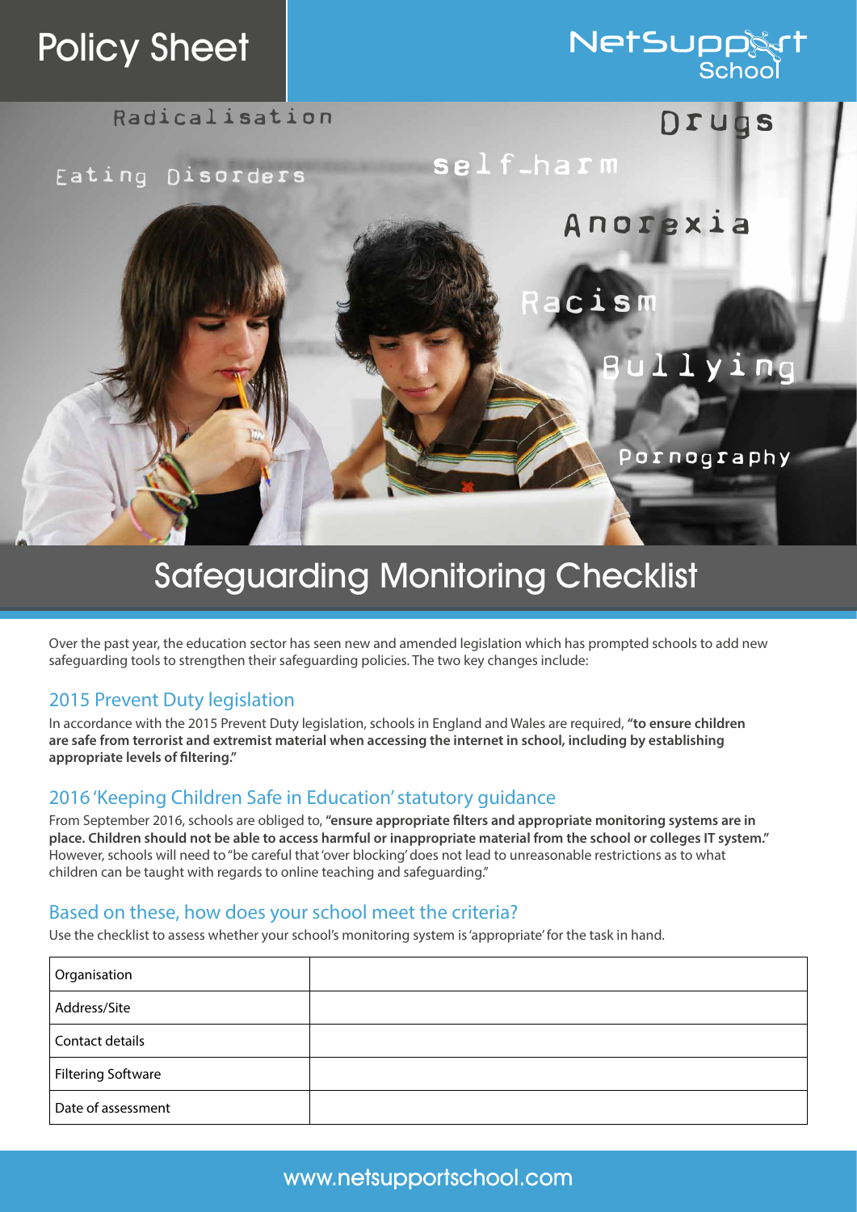# Policy Sheet

NetSupport School

# Safeguarding Monitoring Checklist

Over the past year, the education sector has seen new and amended legislation which has prompted schools to add new safeguarding tools to strengthen their safeguarding policies. The two key changes include:

## 2015 Prevent Duty legislation

In accordance with the 2015 Prevent Duty legislation, schools in England and Wales are required, **"to ensure children are safe from terrorist and extremist material when accessing the internet in school, including by establishing appropriate levels of filtering."**

## 2016 'Keeping Children Safe in Education' statutory guidance

From September 2016, schools are obliged to, **"ensure appropriate filters and appropriate monitoring systems are in place. Children should not be able to access harmful or inappropriate material from the school or colleges IT system."** However, schools will need to "be careful that 'over blocking' does not lead to unreasonable restrictions as to what children can be taught with regards to online teaching and safeguarding."

## Based on these, how does your school meet the criteria?

Use the checklist to assess whether your school's monitoring system is 'appropriate' for the task in hand.

| Organisation | |
|---|---|
| Address/Site | |
| Contact details | |
| Filtering Software | |
| Date of assessment | |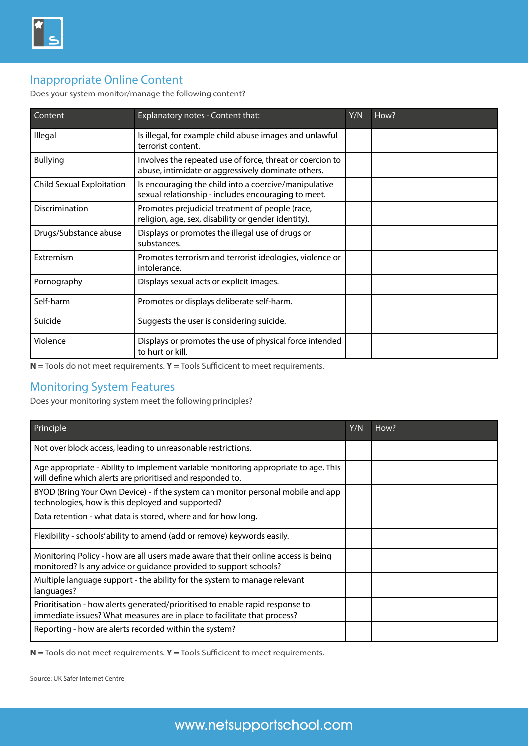## Inappropriate Online Content

Does your system monitor/manage the following content?

| Content | Explanatory notes - Content that: | Y/N | How? |
|---|---|---|---|
| Illegal | Is illegal, for example child abuse images and unlawful terrorist content. | | |
| Bullying | Involves the repeated use of force, threat or coercion to abuse, intimidate or aggressively dominate others. | | |
| Child Sexual Exploitation | Is encouraging the child into a coercive/manipulative sexual relationship - includes encouraging to meet. | | |
| Discrimination | Promotes prejudicial treatment of people (race, religion, age, sex, disability or gender identity). | | |
| Drugs/Substance abuse | Displays or promotes the illegal use of drugs or substances. | | |
| Extremism | Promotes terrorism and terrorist ideologies, violence or intolerance. | | |
| Pornography | Displays sexual acts or explicit images. | | |
| Self-harm | Promotes or displays deliberate self-harm. | | |
| Suicide | Suggests the user is considering suicide. | | |
| Violence | Displays or promotes the use of physical force intended to hurt or kill. | | |

**N** = Tools do not meet requirements. **Y** = Tools Sufficicent to meet requirements.

## Monitoring System Features

Does your monitoring system meet the following principles?

| Principle | Y/N | How? |
|---|---|---|
| Not over block access, leading to unreasonable restrictions. | | |
| Age appropriate - Ability to implement variable monitoring appropriate to age. This will define which alerts are prioritised and responded to. | | |
| BYOD (Bring Your Own Device) - if the system can monitor personal mobile and app technologies, how is this deployed and supported? | | |
| Data retention - what data is stored, where and for how long. | | |
| Flexibility - schools' ability to amend (add or remove) keywords easily. | | |
| Monitoring Policy - how are all users made aware that their online access is being monitored? Is any advice or guidance provided to support schools? | | |
| Multiple language support - the ability for the system to manage relevant languages? | | |
| Prioritisation - how alerts generated/prioritised to enable rapid response to immediate issues? What measures are in place to facilitate that process? | | |
| Reporting - how are alerts recorded within the system? | | |

**N** = Tools do not meet requirements. **Y** = Tools Sufficicent to meet requirements.

Source: UK Safer Internet Centre

www.netsupportschool.com